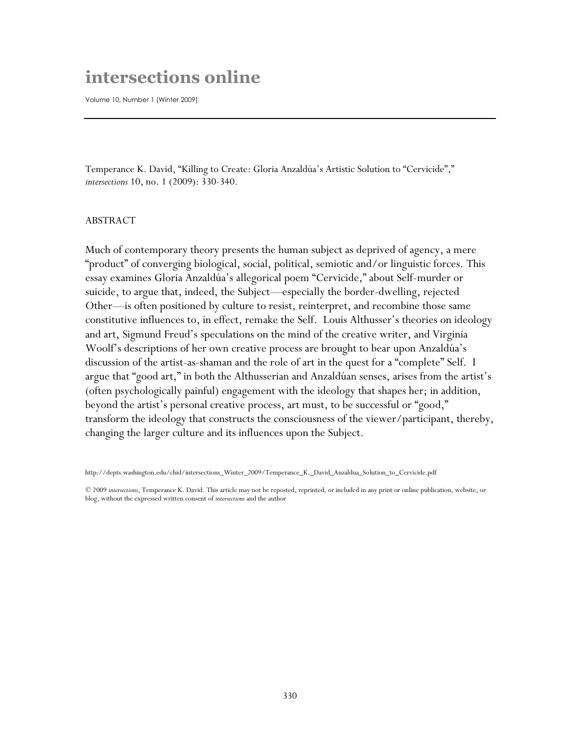# intersections online

Volume 10, Number 1 (Winter 2009)

---

Temperance K. David, "Killing to Create: Gloria Anzaldúa's Artistic Solution to "Cervicide"," *intersections* 10, no. 1 (2009): 330-340.

ABSTRACT

Much of contemporary theory presents the human subject as deprived of agency, a mere "product" of converging biological, social, political, semiotic and/or linguistic forces. This essay examines Gloria Anzaldúa's allegorical poem "Cervicide," about Self-murder or suicide, to argue that, indeed, the Subject—especially the border-dwelling, rejected Other—is often positioned by culture to resist, reinterpret, and recombine those same constitutive influences to, in effect, remake the Self. Louis Althusser's theories on ideology and art, Sigmund Freud's speculations on the mind of the creative writer, and Virginia Woolf's descriptions of her own creative process are brought to bear upon Anzaldúa's discussion of the artist-as-shaman and the role of art in the quest for a "complete" Self. I argue that "good art," in both the Althusserian and Anzaldúan senses, arises from the artist's (often psychologically painful) engagement with the ideology that shapes her; in addition, beyond the artist's personal creative process, art must, to be successful or "good," transform the ideology that constructs the consciousness of the viewer/participant, thereby, changing the larger culture and its influences upon the Subject.

http://depts.washington.edu/chid/intersections_Winter_2009/Temperance_K._David_Anzaldua_Solution_to_Cervicide.pdf

© 2009 *intersections*, Temperance K. David. This article may not be reposted, reprinted, or included in any print or online publication, website, or blog, without the expressed written consent of *intersections* and the author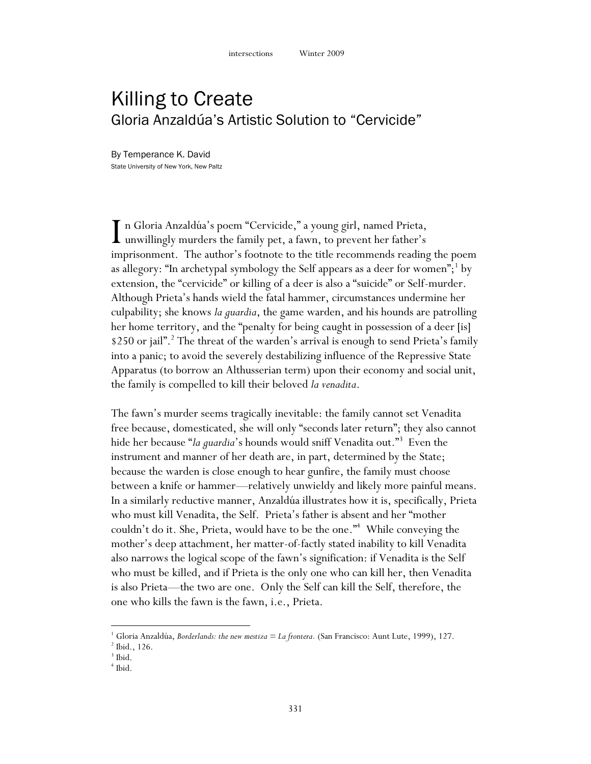# Killing to Create

## Gloria Anzaldúa's Artistic Solution to "Cervicide"

By Temperance K. David
State University of New York, New Paltz

In Gloria Anzaldúa's poem "Cervicide," a young girl, named Prieta, unwillingly murders the family pet, a fawn, to prevent her father's imprisonment. The author's footnote to the title recommends reading the poem as allegory: "In archetypal symbology the Self appears as a deer for women";[1] by extension, the "cervicide" or killing of a deer is also a "suicide" or Self-murder. Although Prieta's hands wield the fatal hammer, circumstances undermine her culpability; she knows *la guardia*, the game warden, and his hounds are patrolling her home territory, and the "penalty for being caught in possession of a deer [is] $250 or jail".[2] The threat of the warden's arrival is enough to send Prieta's family into a panic; to avoid the severely destabilizing influence of the Repressive State Apparatus (to borrow an Althusserian term) upon their economy and social unit, the family is compelled to kill their beloved *la venadita*.

The fawn's murder seems tragically inevitable: the family cannot set Venadita free because, domesticated, she will only "seconds later return"; they also cannot hide her because "*la guardia*'s hounds would sniff Venadita out."[3] Even the instrument and manner of her death are, in part, determined by the State; because the warden is close enough to hear gunfire, the family must choose between a knife or hammer—relatively unwieldy and likely more painful means. In a similarly reductive manner, Anzaldúa illustrates how it is, specifically, Prieta who must kill Venadita, the Self. Prieta's father is absent and her "mother couldn't do it. She, Prieta, would have to be the one."[4] While conveying the mother's deep attachment, her matter-of-factly stated inability to kill Venadita also narrows the logical scope of the fawn's signification: if Venadita is the Self who must be killed, and if Prieta is the only one who can kill her, then Venadita is also Prieta—the two are one. Only the Self can kill the Self, therefore, the one who kills the fawn is the fawn, i.e., Prieta.

---

[1] Gloria Anzaldúa, *Borderlands: the new mestiza = La frontera*. (San Francisco: Aunt Lute, 1999), 127.
[2] Ibid., 126.
[3] Ibid.
[4] Ibid.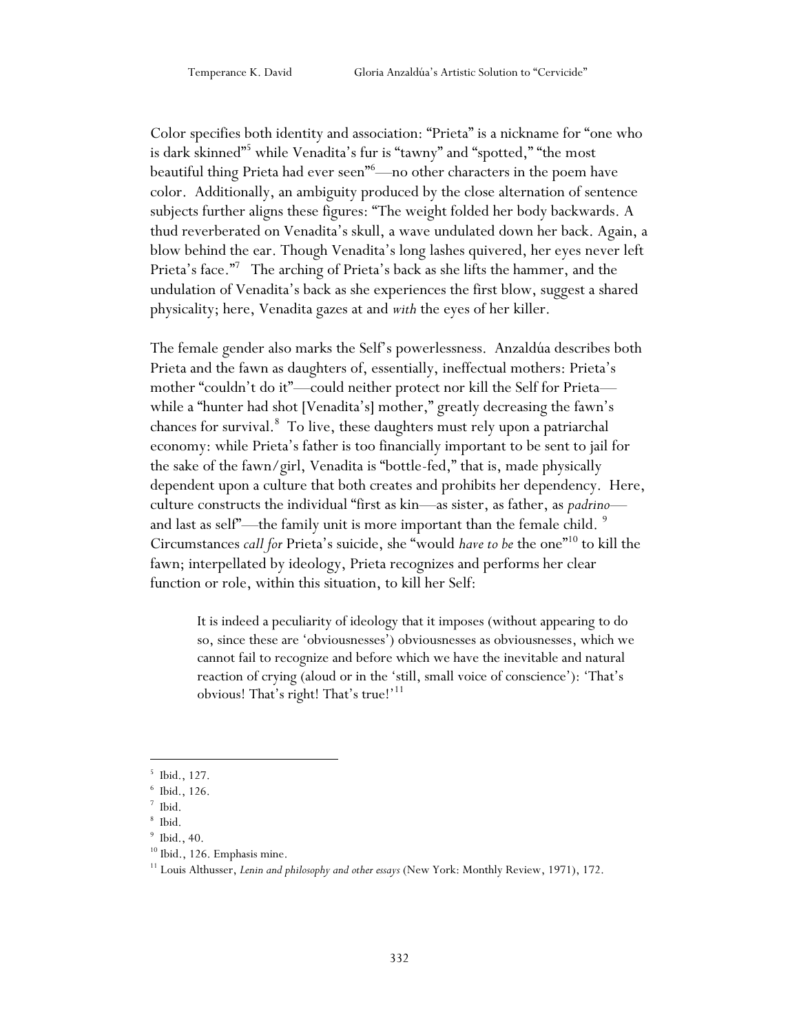Color specifies both identity and association: "Prieta" is a nickname for "one who is dark skinned"[5] while Venadita's fur is "tawny" and "spotted," "the most beautiful thing Prieta had ever seen"[6]—no other characters in the poem have color. Additionally, an ambiguity produced by the close alternation of sentence subjects further aligns these figures: "The weight folded her body backwards. A thud reverberated on Venadita's skull, a wave undulated down her back. Again, a blow behind the ear. Though Venadita's long lashes quivered, her eyes never left Prieta's face."[7] The arching of Prieta's back as she lifts the hammer, and the undulation of Venadita's back as she experiences the first blow, suggest a shared physicality; here, Venadita gazes at and *with* the eyes of her killer.

The female gender also marks the Self's powerlessness. Anzaldúa describes both Prieta and the fawn as daughters of, essentially, ineffectual mothers: Prieta's mother "couldn't do it"—could neither protect nor kill the Self for Prieta—while a "hunter had shot [Venadita's] mother," greatly decreasing the fawn's chances for survival.[8] To live, these daughters must rely upon a patriarchal economy: while Prieta's father is too financially important to be sent to jail for the sake of the fawn/girl, Venadita is "bottle-fed," that is, made physically dependent upon a culture that both creates and prohibits her dependency. Here, culture constructs the individual "first as kin—as sister, as father, as *padrino*—and last as self"—the family unit is more important than the female child.[9] Circumstances *call for* Prieta's suicide, she "would *have to be* the one"[10] to kill the fawn; interpellated by ideology, Prieta recognizes and performs her clear function or role, within this situation, to kill her Self:

> It is indeed a peculiarity of ideology that it imposes (without appearing to do so, since these are 'obviousnesses') obviousnesses as obviousnesses, which we cannot fail to recognize and before which we have the inevitable and natural reaction of crying (aloud or in the 'still, small voice of conscience'): 'That's obvious! That's right! That's true!'[11]

---

[5] Ibid., 127.
[6] Ibid., 126.
[7] Ibid.
[8] Ibid.
[9] Ibid., 40.
[10] Ibid., 126. Emphasis mine.
[11] Louis Althusser, *Lenin and philosophy and other essays* (New York: Monthly Review, 1971), 172.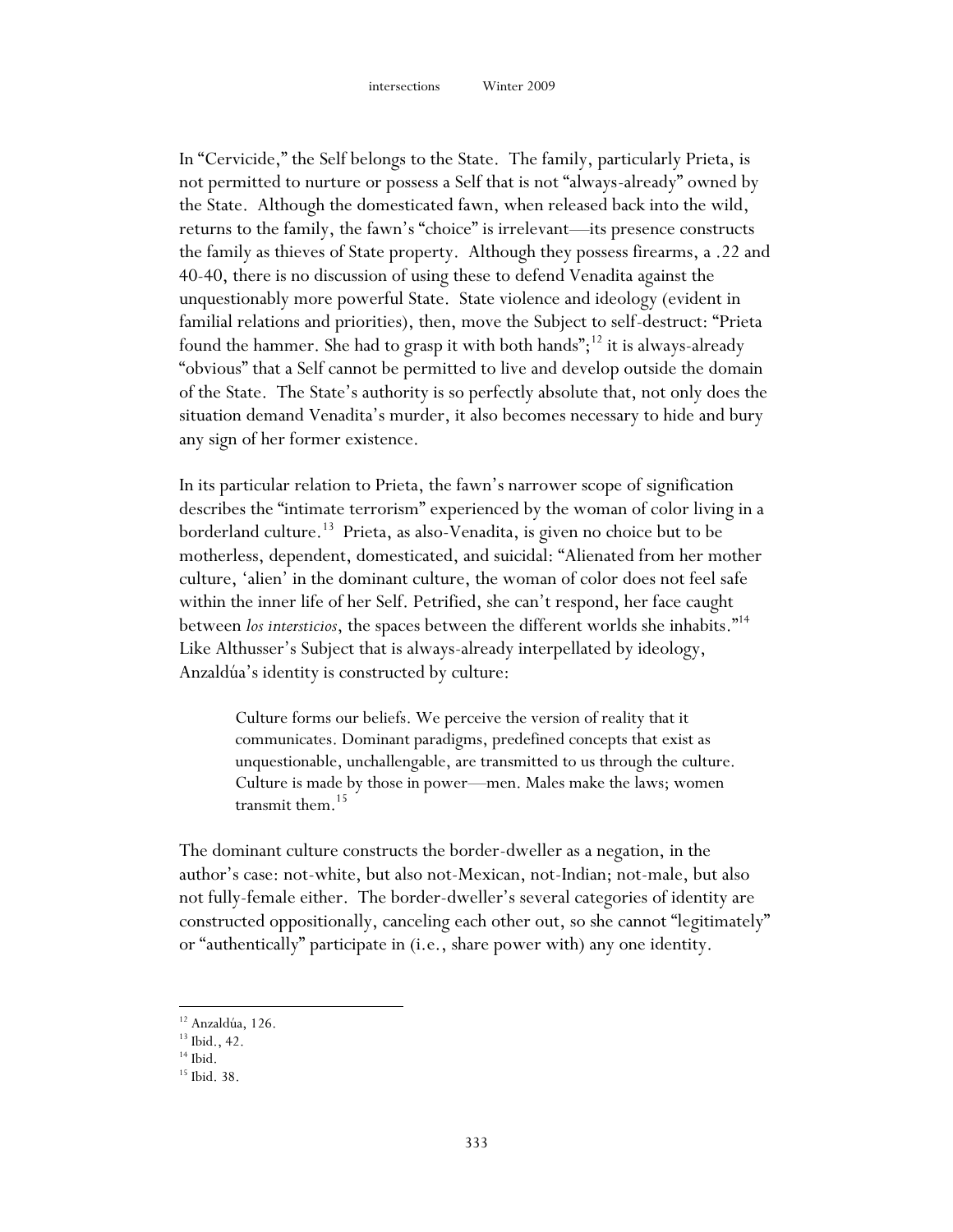In "Cervicide," the Self belongs to the State. The family, particularly Prieta, is not permitted to nurture or possess a Self that is not "always-already" owned by the State. Although the domesticated fawn, when released back into the wild, returns to the family, the fawn's "choice" is irrelevant—its presence constructs the family as thieves of State property. Although they possess firearms, a .22 and 40-40, there is no discussion of using these to defend Venadita against the unquestionably more powerful State. State violence and ideology (evident in familial relations and priorities), then, move the Subject to self-destruct: "Prieta found the hammer. She had to grasp it with both hands";[12] it is always-already "obvious" that a Self cannot be permitted to live and develop outside the domain of the State. The State's authority is so perfectly absolute that, not only does the situation demand Venadita's murder, it also becomes necessary to hide and bury any sign of her former existence.

In its particular relation to Prieta, the fawn's narrower scope of signification describes the "intimate terrorism" experienced by the woman of color living in a borderland culture.[13] Prieta, as also-Venadita, is given no choice but to be motherless, dependent, domesticated, and suicidal: "Alienated from her mother culture, 'alien' in the dominant culture, the woman of color does not feel safe within the inner life of her Self. Petrified, she can't respond, her face caught between *los intersticios*, the spaces between the different worlds she inhabits."[14] Like Althusser's Subject that is always-already interpellated by ideology, Anzaldúa's identity is constructed by culture:

> Culture forms our beliefs. We perceive the version of reality that it communicates. Dominant paradigms, predefined concepts that exist as unquestionable, unchallengable, are transmitted to us through the culture. Culture is made by those in power—men. Males make the laws; women transmit them.[15]

The dominant culture constructs the border-dweller as a negation, in the author's case: not-white, but also not-Mexican, not-Indian; not-male, but also not fully-female either. The border-dweller's several categories of identity are constructed oppositionally, canceling each other out, so she cannot "legitimately" or "authentically" participate in (i.e., share power with) any one identity.

---

[12] Anzaldúa, 126.
[13] Ibid., 42.
[14] Ibid.
[15] Ibid. 38.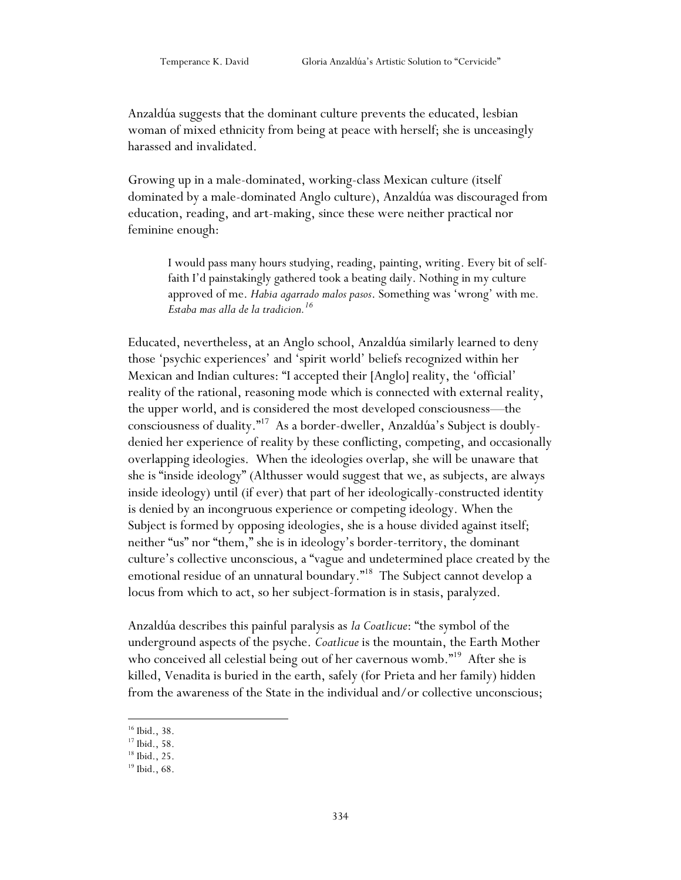Anzaldúa suggests that the dominant culture prevents the educated, lesbian woman of mixed ethnicity from being at peace with herself; she is unceasingly harassed and invalidated.

Growing up in a male-dominated, working-class Mexican culture (itself dominated by a male-dominated Anglo culture), Anzaldúa was discouraged from education, reading, and art-making, since these were neither practical nor feminine enough:

> I would pass many hours studying, reading, painting, writing. Every bit of self-faith I'd painstakingly gathered took a beating daily. Nothing in my culture approved of me. *Habia agarrado malos pasos*. Something was 'wrong' with me. *Estaba mas alla de la tradicion.*[16]

Educated, nevertheless, at an Anglo school, Anzaldúa similarly learned to deny those 'psychic experiences' and 'spirit world' beliefs recognized within her Mexican and Indian cultures: "I accepted their [Anglo] reality, the 'official' reality of the rational, reasoning mode which is connected with external reality, the upper world, and is considered the most developed consciousness—the consciousness of duality."[17] As a border-dweller, Anzaldúa's Subject is doubly-denied her experience of reality by these conflicting, competing, and occasionally overlapping ideologies. When the ideologies overlap, she will be unaware that she is "inside ideology" (Althusser would suggest that we, as subjects, are always inside ideology) until (if ever) that part of her ideologically-constructed identity is denied by an incongruous experience or competing ideology. When the Subject is formed by opposing ideologies, she is a house divided against itself; neither "us" nor "them," she is in ideology's border-territory, the dominant culture's collective unconscious, a "vague and undetermined place created by the emotional residue of an unnatural boundary."[18] The Subject cannot develop a locus from which to act, so her subject-formation is in stasis, paralyzed.

Anzaldúa describes this painful paralysis as *la Coatlicue*: "the symbol of the underground aspects of the psyche. *Coatlicue* is the mountain, the Earth Mother who conceived all celestial being out of her cavernous womb."[19] After she is killed, Venadita is buried in the earth, safely (for Prieta and her family) hidden from the awareness of the State in the individual and/or collective unconscious;

---

[16] Ibid., 38.
[17] Ibid., 58.
[18] Ibid., 25.
[19] Ibid., 68.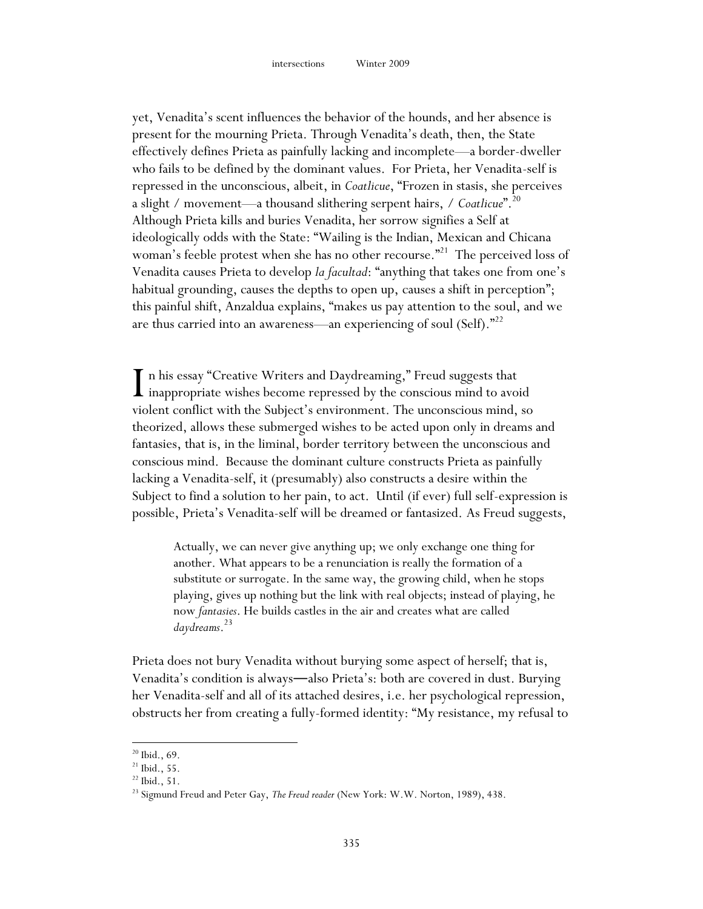yet, Venadita's scent influences the behavior of the hounds, and her absence is present for the mourning Prieta. Through Venadita's death, then, the State effectively defines Prieta as painfully lacking and incomplete—a border-dweller who fails to be defined by the dominant values. For Prieta, her Venadita-self is repressed in the unconscious, albeit, in *Coatlicue*, "Frozen in stasis, she perceives a slight / movement—a thousand slithering serpent hairs, / *Coatlicue*".[20] Although Prieta kills and buries Venadita, her sorrow signifies a Self at ideologically odds with the State: "Wailing is the Indian, Mexican and Chicana woman's feeble protest when she has no other recourse."[21] The perceived loss of Venadita causes Prieta to develop *la facultad*: "anything that takes one from one's habitual grounding, causes the depths to open up, causes a shift in perception"; this painful shift, Anzaldua explains, "makes us pay attention to the soul, and we are thus carried into an awareness—an experiencing of soul (Self)."[22]

In his essay "Creative Writers and Daydreaming," Freud suggests that inappropriate wishes become repressed by the conscious mind to avoid violent conflict with the Subject's environment. The unconscious mind, so theorized, allows these submerged wishes to be acted upon only in dreams and fantasies, that is, in the liminal, border territory between the unconscious and conscious mind. Because the dominant culture constructs Prieta as painfully lacking a Venadita-self, it (presumably) also constructs a desire within the Subject to find a solution to her pain, to act. Until (if ever) full self-expression is possible, Prieta's Venadita-self will be dreamed or fantasized. As Freud suggests,

> Actually, we can never give anything up; we only exchange one thing for another. What appears to be a renunciation is really the formation of a substitute or surrogate. In the same way, the growing child, when he stops playing, gives up nothing but the link with real objects; instead of playing, he now *fantasies*. He builds castles in the air and creates what are called *daydreams*.[23]

Prieta does not bury Venadita without burying some aspect of herself; that is, Venadita's condition is always—also Prieta's: both are covered in dust. Burying her Venadita-self and all of its attached desires, i.e. her psychological repression, obstructs her from creating a fully-formed identity: "My resistance, my refusal to

---

[20] Ibid., 69.
[21] Ibid., 55.
[22] Ibid., 51.
[23] Sigmund Freud and Peter Gay, *The Freud reader* (New York: W.W. Norton, 1989), 438.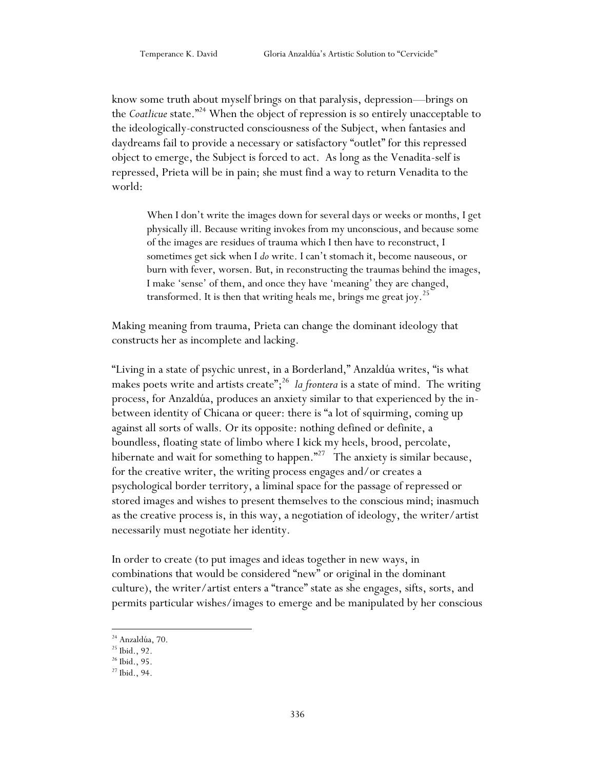know some truth about myself brings on that paralysis, depression—brings on the *Coatlicue* state."[24] When the object of repression is so entirely unacceptable to the ideologically-constructed consciousness of the Subject, when fantasies and daydreams fail to provide a necessary or satisfactory "outlet" for this repressed object to emerge, the Subject is forced to act. As long as the Venadita-self is repressed, Prieta will be in pain; she must find a way to return Venadita to the world:

> When I don't write the images down for several days or weeks or months, I get physically ill. Because writing invokes from my unconscious, and because some of the images are residues of trauma which I then have to reconstruct, I sometimes get sick when I *do* write. I can't stomach it, become nauseous, or burn with fever, worsen. But, in reconstructing the traumas behind the images, I make 'sense' of them, and once they have 'meaning' they are changed, transformed. It is then that writing heals me, brings me great joy.[25]

Making meaning from trauma, Prieta can change the dominant ideology that constructs her as incomplete and lacking.

"Living in a state of psychic unrest, in a Borderland," Anzaldúa writes, "is what makes poets write and artists create";[26] *la frontera* is a state of mind. The writing process, for Anzaldúa, produces an anxiety similar to that experienced by the in-between identity of Chicana or queer: there is "a lot of squirming, coming up against all sorts of walls. Or its opposite: nothing defined or definite, a boundless, floating state of limbo where I kick my heels, brood, percolate, hibernate and wait for something to happen."[27] The anxiety is similar because, for the creative writer, the writing process engages and/or creates a psychological border territory, a liminal space for the passage of repressed or stored images and wishes to present themselves to the conscious mind; inasmuch as the creative process is, in this way, a negotiation of ideology, the writer/artist necessarily must negotiate her identity.

In order to create (to put images and ideas together in new ways, in combinations that would be considered "new" or original in the dominant culture), the writer/artist enters a "trance" state as she engages, sifts, sorts, and permits particular wishes/images to emerge and be manipulated by her conscious

---

[24] Anzaldúa, 70.
[25] Ibid., 92.
[26] Ibid., 95.
[27] Ibid., 94.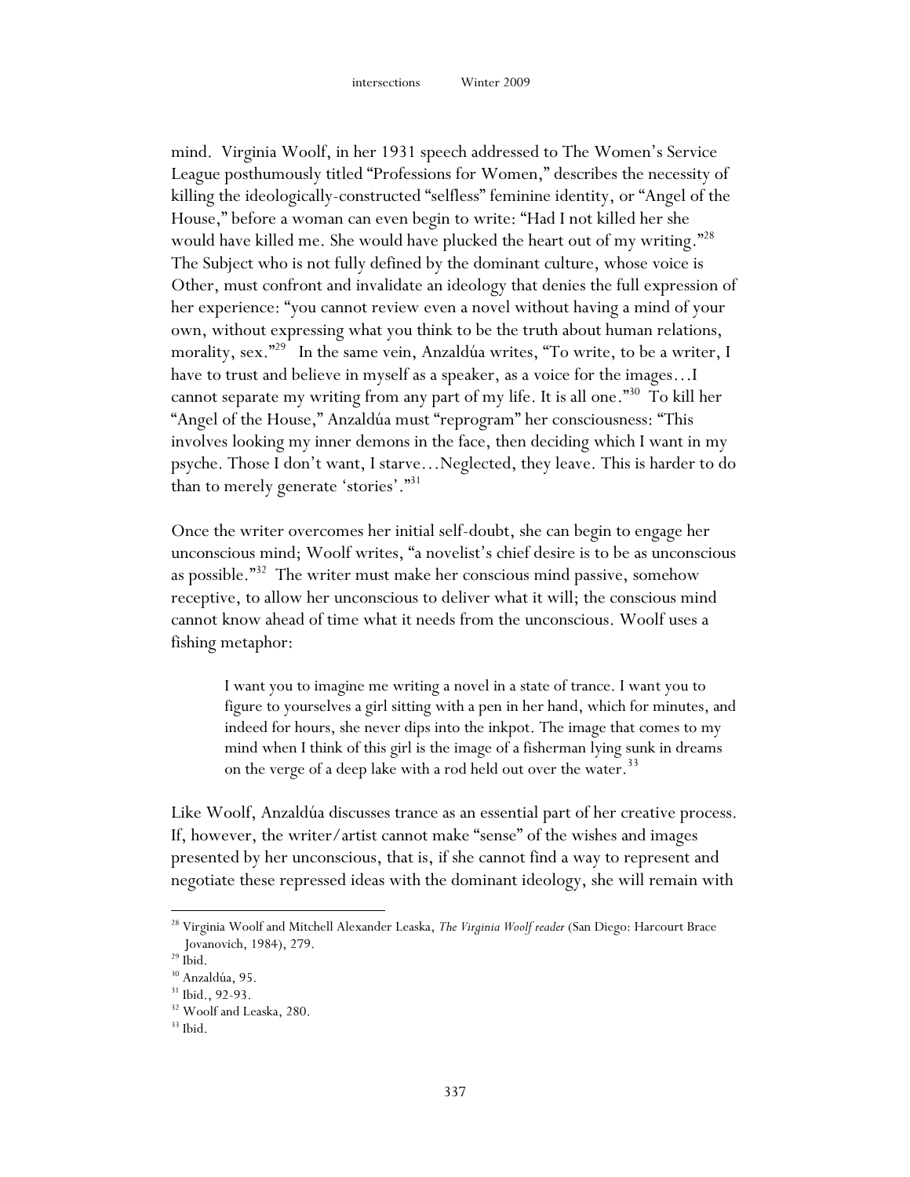mind. Virginia Woolf, in her 1931 speech addressed to The Women's Service League posthumously titled "Professions for Women," describes the necessity of killing the ideologically-constructed "selfless" feminine identity, or "Angel of the House," before a woman can even begin to write: "Had I not killed her she would have killed me. She would have plucked the heart out of my writing."[28] The Subject who is not fully defined by the dominant culture, whose voice is Other, must confront and invalidate an ideology that denies the full expression of her experience: "you cannot review even a novel without having a mind of your own, without expressing what you think to be the truth about human relations, morality, sex."[29] In the same vein, Anzaldúa writes, "To write, to be a writer, I have to trust and believe in myself as a speaker, as a voice for the images…I cannot separate my writing from any part of my life. It is all one."[30] To kill her "Angel of the House," Anzaldúa must "reprogram" her consciousness: "This involves looking my inner demons in the face, then deciding which I want in my psyche. Those I don't want, I starve…Neglected, they leave. This is harder to do than to merely generate 'stories'."[31]

Once the writer overcomes her initial self-doubt, she can begin to engage her unconscious mind; Woolf writes, "a novelist's chief desire is to be as unconscious as possible."[32] The writer must make her conscious mind passive, somehow receptive, to allow her unconscious to deliver what it will; the conscious mind cannot know ahead of time what it needs from the unconscious. Woolf uses a fishing metaphor:

> I want you to imagine me writing a novel in a state of trance. I want you to figure to yourselves a girl sitting with a pen in her hand, which for minutes, and indeed for hours, she never dips into the inkpot. The image that comes to my mind when I think of this girl is the image of a fisherman lying sunk in dreams on the verge of a deep lake with a rod held out over the water.[33]

Like Woolf, Anzaldúa discusses trance as an essential part of her creative process. If, however, the writer/artist cannot make "sense" of the wishes and images presented by her unconscious, that is, if she cannot find a way to represent and negotiate these repressed ideas with the dominant ideology, she will remain with

---

[28] Virginia Woolf and Mitchell Alexander Leaska, *The Virginia Woolf reader* (San Diego: Harcourt Brace Jovanovich, 1984), 279.
[29] Ibid.
[30] Anzaldúa, 95.
[31] Ibid., 92-93.
[32] Woolf and Leaska, 280.
[33] Ibid.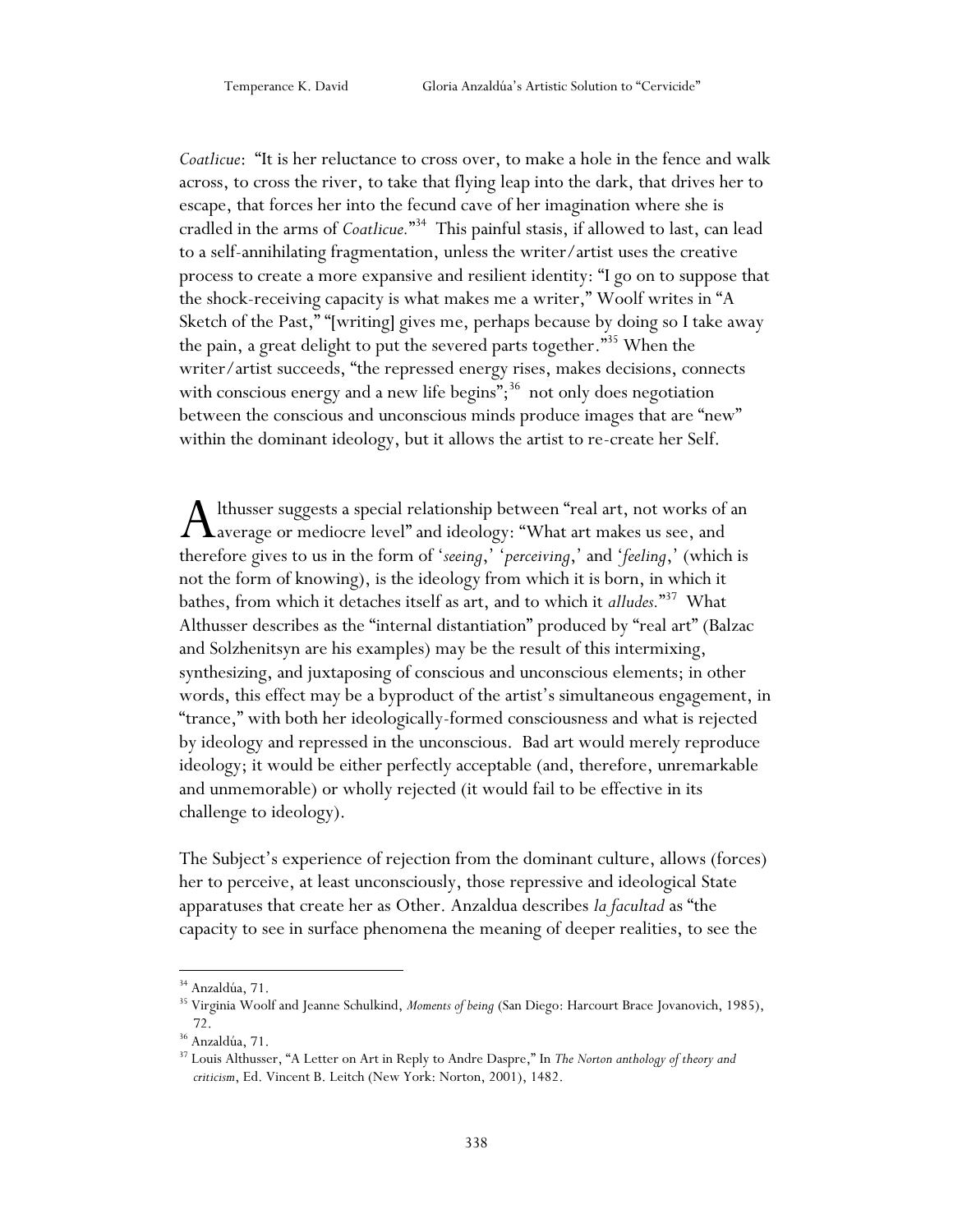*Coatlicue*: "It is her reluctance to cross over, to make a hole in the fence and walk across, to cross the river, to take that flying leap into the dark, that drives her to escape, that forces her into the fecund cave of her imagination where she is cradled in the arms of *Coatlicue*."[34] This painful stasis, if allowed to last, can lead to a self-annihilating fragmentation, unless the writer/artist uses the creative process to create a more expansive and resilient identity: "I go on to suppose that the shock-receiving capacity is what makes me a writer," Woolf writes in "A Sketch of the Past," "[writing] gives me, perhaps because by doing so I take away the pain, a great delight to put the severed parts together."[35] When the writer/artist succeeds, "the repressed energy rises, makes decisions, connects with conscious energy and a new life begins";[36] not only does negotiation between the conscious and unconscious minds produce images that are "new" within the dominant ideology, but it allows the artist to re-create her Self.

Althusser suggests a special relationship between "real art, not works of an average or mediocre level" and ideology: "What art makes us see, and therefore gives to us in the form of '*seeing*,' '*perceiving*,' and '*feeling*,' (which is not the form of knowing), is the ideology from which it is born, in which it bathes, from which it detaches itself as art, and to which it *alludes*."[37] What Althusser describes as the "internal distantiation" produced by "real art" (Balzac and Solzhenitsyn are his examples) may be the result of this intermixing, synthesizing, and juxtaposing of conscious and unconscious elements; in other words, this effect may be a byproduct of the artist's simultaneous engagement, in "trance," with both her ideologically-formed consciousness and what is rejected by ideology and repressed in the unconscious. Bad art would merely reproduce ideology; it would be either perfectly acceptable (and, therefore, unremarkable and unmemorable) or wholly rejected (it would fail to be effective in its challenge to ideology).

The Subject's experience of rejection from the dominant culture, allows (forces) her to perceive, at least unconsciously, those repressive and ideological State apparatuses that create her as Other. Anzaldua describes *la facultad* as "the capacity to see in surface phenomena the meaning of deeper realities, to see the

---

[34] Anzaldúa, 71.

[35] Virginia Woolf and Jeanne Schulkind, *Moments of being* (San Diego: Harcourt Brace Jovanovich, 1985), 72.

[36] Anzaldúa, 71.

[37] Louis Althusser, "A Letter on Art in Reply to Andre Daspre," In *The Norton anthology of theory and criticism*, Ed. Vincent B. Leitch (New York: Norton, 2001), 1482.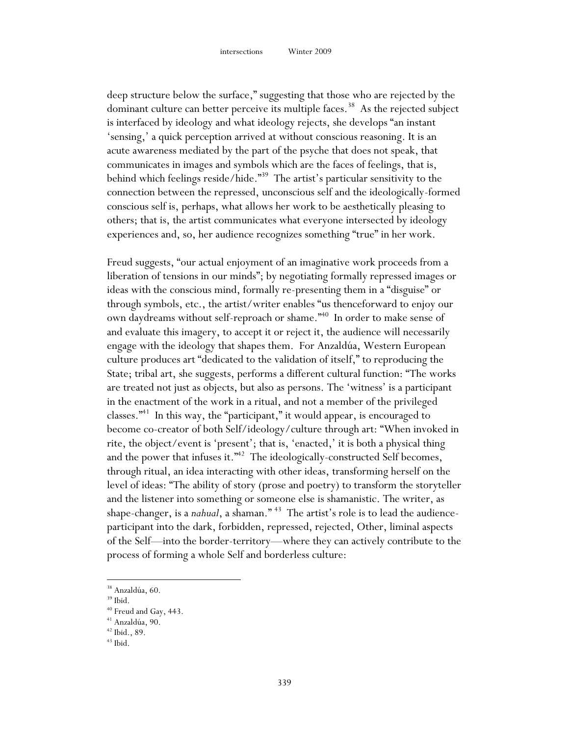deep structure below the surface," suggesting that those who are rejected by the dominant culture can better perceive its multiple faces.[38] As the rejected subject is interfaced by ideology and what ideology rejects, she develops "an instant 'sensing,' a quick perception arrived at without conscious reasoning. It is an acute awareness mediated by the part of the psyche that does not speak, that communicates in images and symbols which are the faces of feelings, that is, behind which feelings reside/hide."[39] The artist's particular sensitivity to the connection between the repressed, unconscious self and the ideologically-formed conscious self is, perhaps, what allows her work to be aesthetically pleasing to others; that is, the artist communicates what everyone intersected by ideology experiences and, so, her audience recognizes something "true" in her work.

Freud suggests, "our actual enjoyment of an imaginative work proceeds from a liberation of tensions in our minds"; by negotiating formally repressed images or ideas with the conscious mind, formally re-presenting them in a "disguise" or through symbols, etc., the artist/writer enables "us thenceforward to enjoy our own daydreams without self-reproach or shame."[40] In order to make sense of and evaluate this imagery, to accept it or reject it, the audience will necessarily engage with the ideology that shapes them. For Anzaldúa, Western European culture produces art "dedicated to the validation of itself," to reproducing the State; tribal art, she suggests, performs a different cultural function: "The works are treated not just as objects, but also as persons. The 'witness' is a participant in the enactment of the work in a ritual, and not a member of the privileged classes."[41] In this way, the "participant," it would appear, is encouraged to become co-creator of both Self/ideology/culture through art: "When invoked in rite, the object/event is 'present'; that is, 'enacted,' it is both a physical thing and the power that infuses it."[42] The ideologically-constructed Self becomes, through ritual, an idea interacting with other ideas, transforming herself on the level of ideas: "The ability of story (prose and poetry) to transform the storyteller and the listener into something or someone else is shamanistic. The writer, as shape-changer, is a *nahual*, a shaman." [43] The artist's role is to lead the audience-participant into the dark, forbidden, repressed, rejected, Other, liminal aspects of the Self—into the border-territory—where they can actively contribute to the process of forming a whole Self and borderless culture:

[38] Anzaldúa, 60.
[39] Ibid.
[40] Freud and Gay, 443.
[41] Anzaldúa, 90.
[42] Ibid., 89.
[43] Ibid.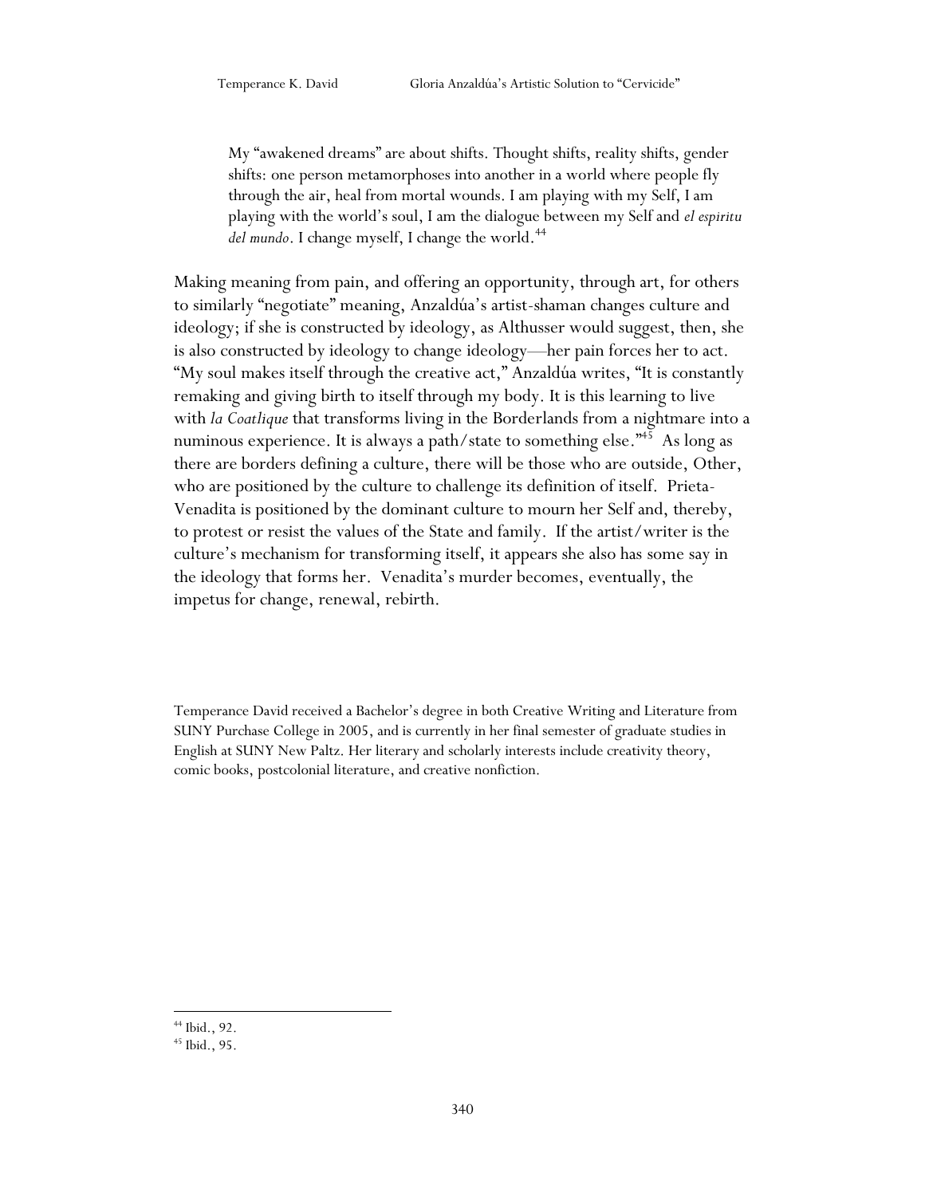> My "awakened dreams" are about shifts. Thought shifts, reality shifts, gender shifts: one person metamorphoses into another in a world where people fly through the air, heal from mortal wounds. I am playing with my Self, I am playing with the world's soul, I am the dialogue between my Self and *el espiritu del mundo*. I change myself, I change the world.[44]

Making meaning from pain, and offering an opportunity, through art, for others to similarly "negotiate" meaning, Anzaldúa's artist-shaman changes culture and ideology; if she is constructed by ideology, as Althusser would suggest, then, she is also constructed by ideology to change ideology—her pain forces her to act. "My soul makes itself through the creative act," Anzaldúa writes, "It is constantly remaking and giving birth to itself through my body. It is this learning to live with *la Coatlique* that transforms living in the Borderlands from a nightmare into a numinous experience. It is always a path/state to something else."[45] As long as there are borders defining a culture, there will be those who are outside, Other, who are positioned by the culture to challenge its definition of itself. Prieta-Venadita is positioned by the dominant culture to mourn her Self and, thereby, to protest or resist the values of the State and family. If the artist/writer is the culture's mechanism for transforming itself, it appears she also has some say in the ideology that forms her. Venadita's murder becomes, eventually, the impetus for change, renewal, rebirth.

Temperance David received a Bachelor's degree in both Creative Writing and Literature from SUNY Purchase College in 2005, and is currently in her final semester of graduate studies in English at SUNY New Paltz. Her literary and scholarly interests include creativity theory, comic books, postcolonial literature, and creative nonfiction.

---

[44] Ibid., 92.

[45] Ibid., 95.